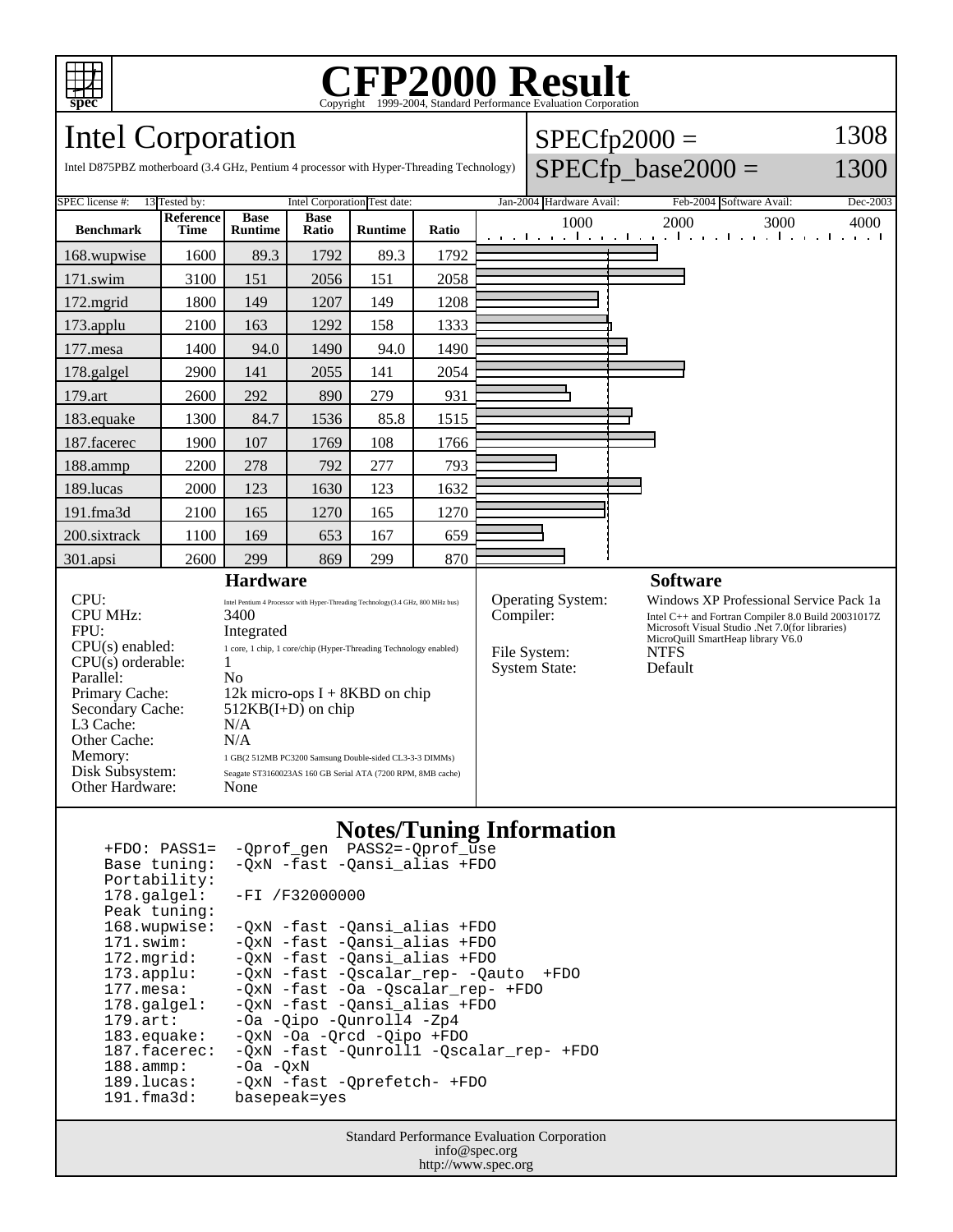# CFP2000 Result

Copyright 1999-2004, Standard Performance Evaluation Corporation

## Intel Corporation

Intel D875PBZ motherboard (3.4 GHz, Pentium 4 processor with Hyper-Threading Technology)

SPECfp2000 = 1308

SPECfp_base2000 = 1300

| SPEC license #: | 13 | Tested by: | Intel Corporation | Test date: | Jan-2004 | Hardware Avail: | Feb-2004 | Software Avail: | Dec-2003 |
|---|---|---|---|---|---|---|---|---|---|

| Benchmark | Reference Time | Base Runtime | Base Ratio | Runtime | Ratio |
|---|---|---|---|---|---|
| 168.wupwise | 1600 | 89.3 | 1792 | 89.3 | 1792 |
| 171.swim | 3100 | 151 | 2056 | 151 | 2058 |
| 172.mgrid | 1800 | 149 | 1207 | 149 | 1208 |
| 173.applu | 2100 | 163 | 1292 | 158 | 1333 |
| 177.mesa | 1400 | 94.0 | 1490 | 94.0 | 1490 |
| 178.galgel | 2900 | 141 | 2055 | 141 | 2054 |
| 179.art | 2600 | 292 | 890 | 279 | 931 |
| 183.equake | 1300 | 84.7 | 1536 | 85.8 | 1515 |
| 187.facerec | 1900 | 107 | 1769 | 108 | 1766 |
| 188.ammp | 2200 | 278 | 792 | 277 | 793 |
| 189.lucas | 2000 | 123 | 1630 | 123 | 1632 |
| 191.fma3d | 2100 | 165 | 1270 | 165 | 1270 |
| 200.sixtrack | 1100 | 169 | 653 | 167 | 659 |
| 301.apsi | 2600 | 299 | 869 | 299 | 870 |

### Hardware

| | |
|---|---|
| CPU: | Intel Pentium 4 Processor with Hyper-Threading Technology(3.4 GHz, 800 MHz bus) |
| CPU MHz: | 3400 |
| FPU: | Integrated |
| CPU(s) enabled: | 1 core, 1 chip, 1 core/chip (Hyper-Threading Technology enabled) |
| CPU(s) orderable: | 1 |
| Parallel: | No |
| Primary Cache: | 12k micro-ops I + 8KBD on chip |
| Secondary Cache: | 512KB(I+D) on chip |
| L3 Cache: | N/A |
| Other Cache: | N/A |
| Memory: | 1 GB(2 512MB PC3200 Samsung Double-sided CL3-3-3 DIMMs) |
| Disk Subsystem: | Seagate ST3160023AS 160 GB Serial ATA (7200 RPM, 8MB cache) |
| Other Hardware: | None |

### Software

| | |
|---|---|
| Operating System: | Windows XP Professional Service Pack 1a |
| Compiler: | Intel C++ and Fortran Compiler 8.0 Build 20031017Z<br>Microsoft Visual Studio .Net 7.0(for libraries)<br>MicroQuill SmartHeap library V6.0 |
| File System: | NTFS |
| System State: | Default |

### Notes/Tuning Information

```
+FDO: PASS1=  -Qprof_gen  PASS2=-Qprof_use
Base tuning:  -QxN -fast -Qansi_alias +FDO
Portability:
178.galgel:   -FI /F32000000
Peak tuning:
168.wupwise:  -QxN -fast -Qansi_alias +FDO
171.swim:     -QxN -fast -Qansi_alias +FDO
172.mgrid:    -QxN -fast -Qansi_alias +FDO
173.applu:    -QxN -fast -Qscalar_rep- -Qauto  +FDO
177.mesa:     -QxN -fast -Oa -Qscalar_rep- +FDO
178.galgel:   -QxN -fast -Qansi_alias +FDO
179.art:      -Oa -Qipo -Qunroll4 -Zp4
183.equake:   -QxN -Oa -Qrcd -Qipo +FDO
187.facerec:  -QxN -fast -Qunroll1 -Qscalar_rep- +FDO
188.ammp:     -Oa -QxN
189.lucas:    -QxN -fast -Qprefetch- +FDO
191.fma3d:    basepeak=yes
```

Standard Performance Evaluation Corporation
info@spec.org
http://www.spec.org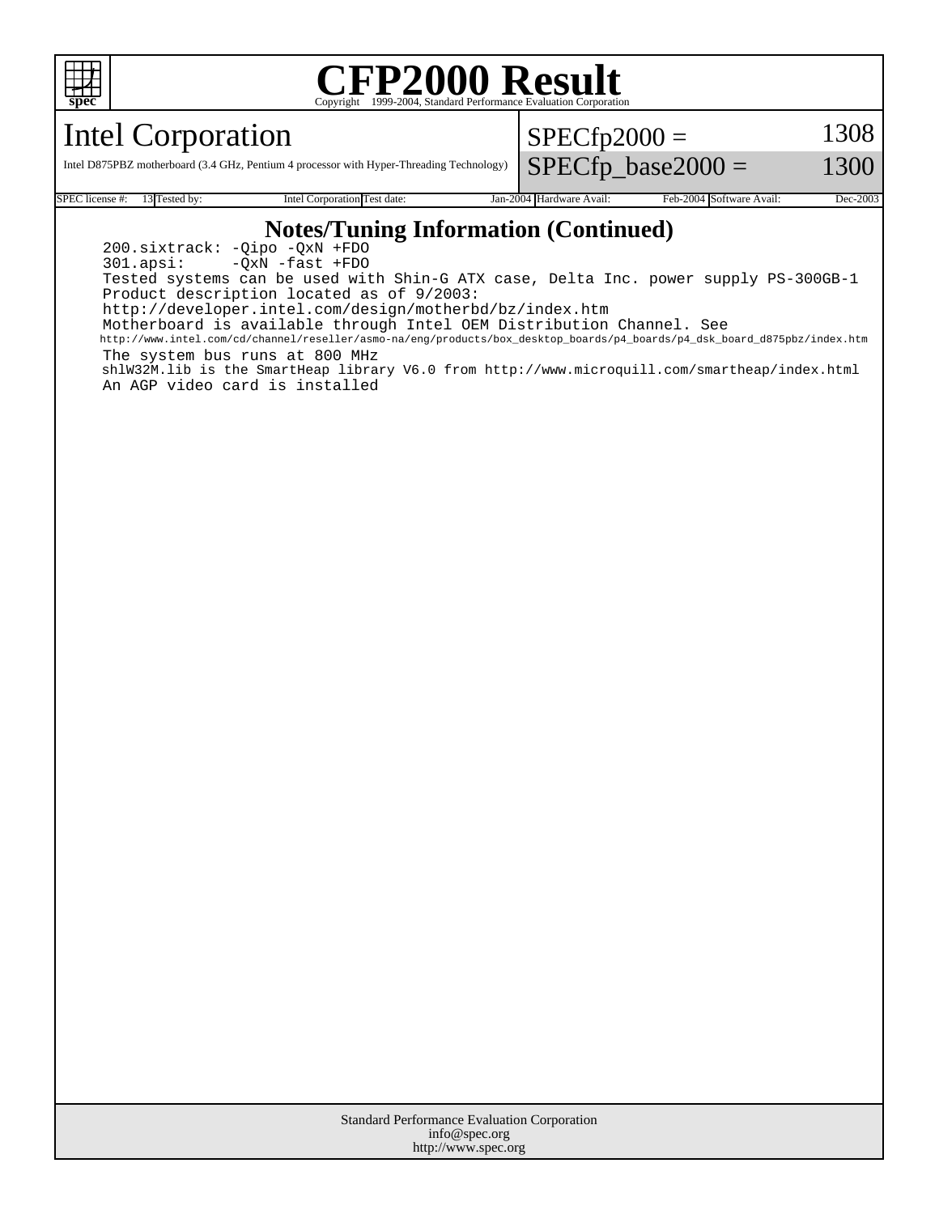# CFP2000 Result

Copyright 1999-2004, Standard Performance Evaluation Corporation

## Intel Corporation

Intel D875PBZ motherboard (3.4 GHz, Pentium 4 processor with Hyper-Threading Technology)

SPECfp2000 = 1308

SPECfp_base2000 = 1300

| SPEC license #: | 13 | Tested by: | Intel Corporation | Test date: | Jan-2004 | Hardware Avail: | Feb-2004 | Software Avail: | Dec-2003 |
|---|---|---|---|---|---|---|---|---|---|

### Notes/Tuning Information (Continued)

```
200.sixtrack: -Qipo -QxN +FDO
301.apsi:     -QxN -fast +FDO
Tested systems can be used with Shin-G ATX case, Delta Inc. power supply PS-300GB-1
Product description located as of 9/2003:
http://developer.intel.com/design/motherbd/bz/index.htm
Motherboard is available through Intel OEM Distribution Channel. See
http://www.intel.com/cd/channel/reseller/asmo-na/eng/products/box_desktop_boards/p4_boards/p4_dsk_board_d875pbz/index.htm
The system bus runs at 800 MHz
shlW32M.lib is the SmartHeap library V6.0 from http://www.microquill.com/smartheap/index.html
An AGP video card is installed
```

Standard Performance Evaluation Corporation
info@spec.org
http://www.spec.org